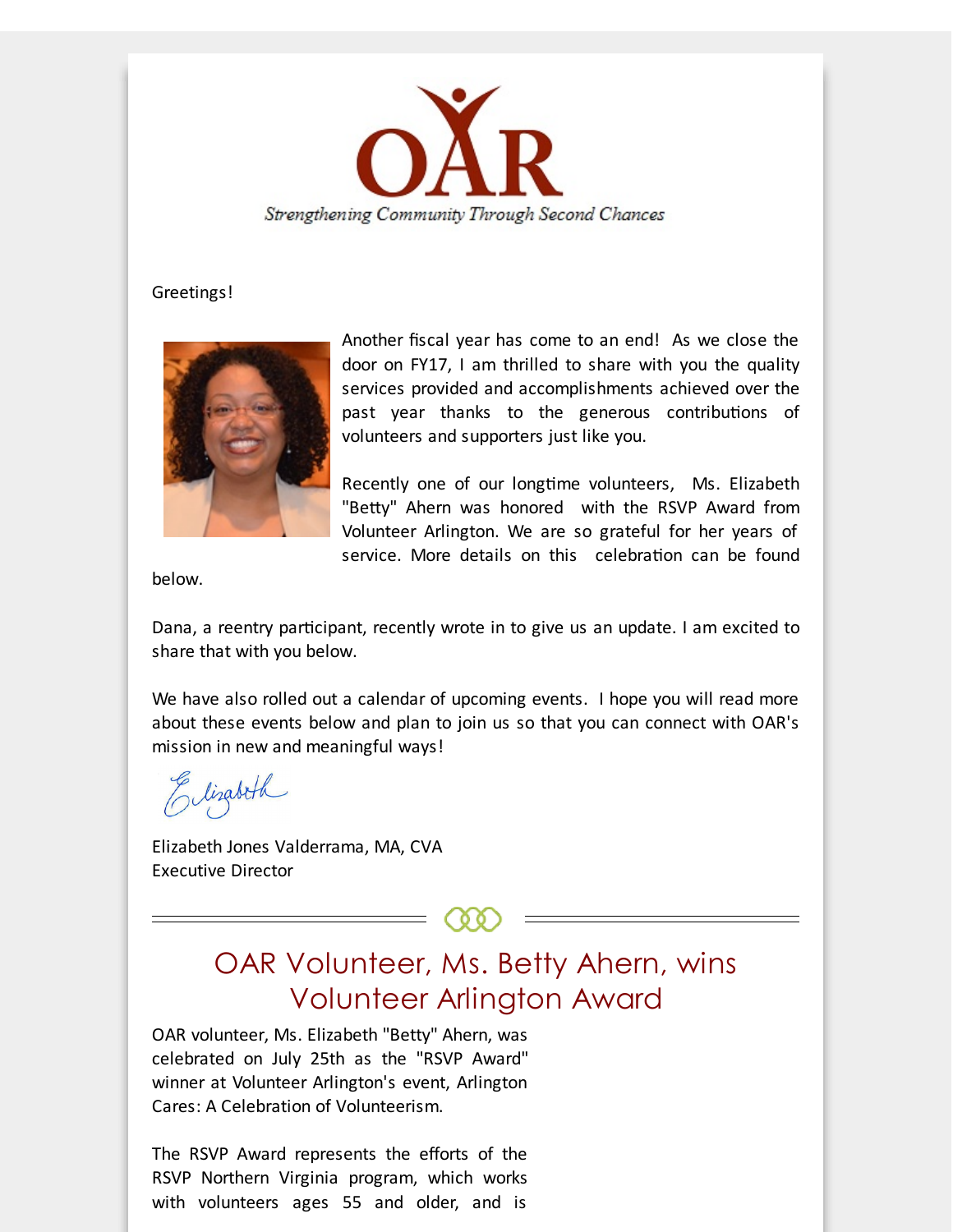# OAR

*Strengthening Community Through Second Chances*

Greetings!

Another fiscal year has come to an end! As we close the door on FY17, I am thrilled to share with you the quality services provided and accomplishments achieved over the past year thanks to the generous contributions of volunteers and supporters just like you.

Recently one of our longtime volunteers, Ms. Elizabeth "Betty" Ahern was honored with the RSVP Award from Volunteer Arlington. We are so grateful for her years of service. More details on this celebration can be found below.

Dana, a reentry participant, recently wrote in to give us an update. I am excited to share that with you below.

We have also rolled out a calendar of upcoming events. I hope you will read more about these events below and plan to join us so that you can connect with OAR's mission in new and meaningful ways!

Elizabeth

Elizabeth Jones Valderrama, MA, CVA
Executive Director

## OAR Volunteer, Ms. Betty Ahern, wins Volunteer Arlington Award

OAR volunteer, Ms. Elizabeth "Betty" Ahern, was celebrated on July 25th as the "RSVP Award" winner at Volunteer Arlington's event, Arlington Cares: A Celebration of Volunteerism.

The RSVP Award represents the efforts of the RSVP Northern Virginia program, which works with volunteers ages 55 and older, and is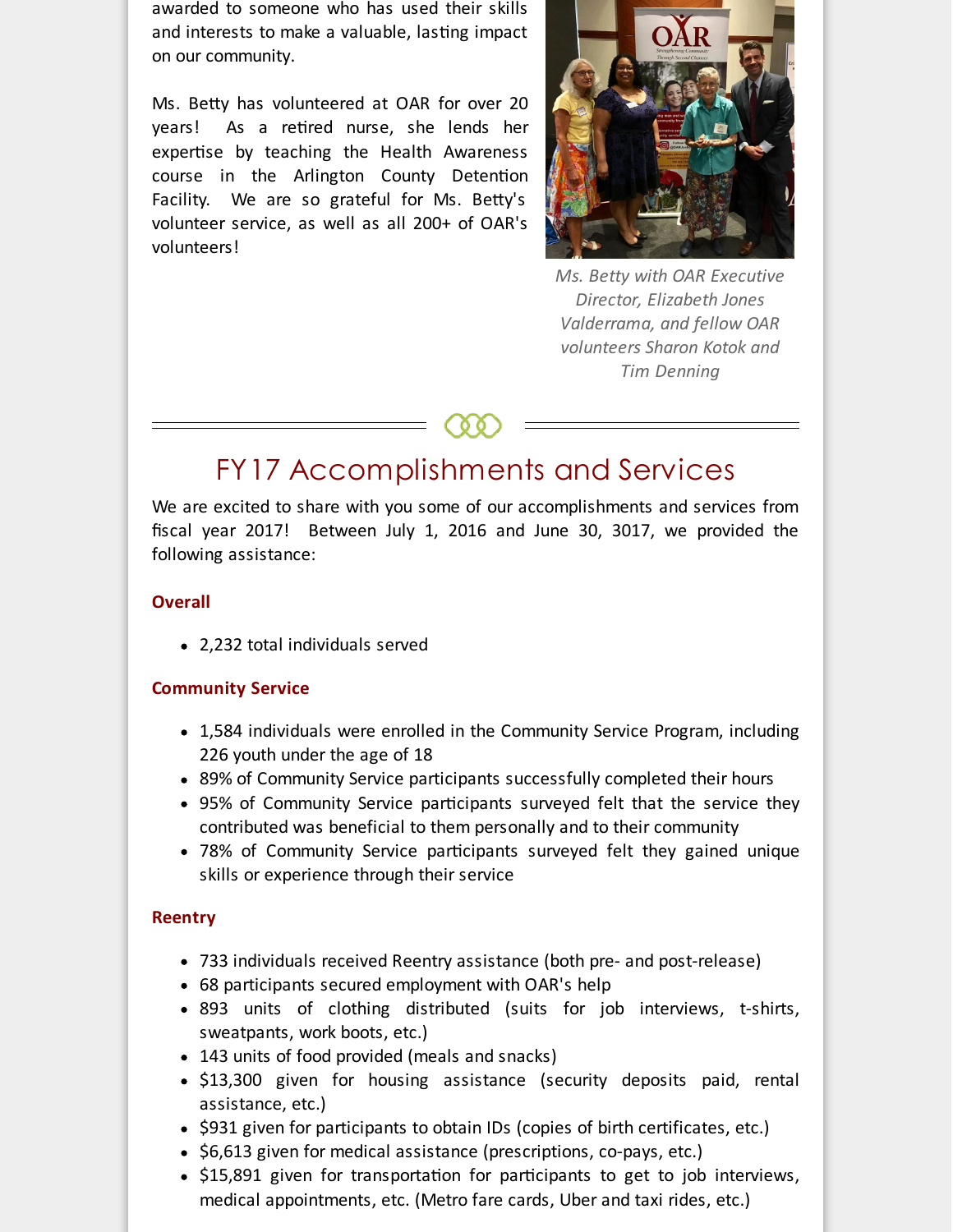awarded to someone who has used their skills and interests to make a valuable, lasting impact on our community.

Ms. Betty has volunteered at OAR for over 20 years! As a retired nurse, she lends her expertise by teaching the Health Awareness course in the Arlington County Detention Facility. We are so grateful for Ms. Betty's volunteer service, as well as all 200+ of OAR's volunteers!

*Ms. Betty with OAR Executive Director, Elizabeth Jones Valderrama, and fellow OAR volunteers Sharon Kotok and Tim Denning*

## FY17 Accomplishments and Services

We are excited to share with you some of our accomplishments and services from fiscal year 2017! Between July 1, 2016 and June 30, 3017, we provided the following assistance:

**Overall**

- 2,232 total individuals served

**Community Service**

- 1,584 individuals were enrolled in the Community Service Program, including 226 youth under the age of 18
- 89% of Community Service participants successfully completed their hours
- 95% of Community Service participants surveyed felt that the service they contributed was beneficial to them personally and to their community
- 78% of Community Service participants surveyed felt they gained unique skills or experience through their service

**Reentry**

- 733 individuals received Reentry assistance (both pre- and post-release)
- 68 participants secured employment with OAR's help
- 893 units of clothing distributed (suits for job interviews, t-shirts, sweatpants, work boots, etc.)
- 143 units of food provided (meals and snacks)
- $13,300 given for housing assistance (security deposits paid, rental assistance, etc.)
- $931 given for participants to obtain IDs (copies of birth certificates, etc.)
- $6,613 given for medical assistance (prescriptions, co-pays, etc.)
- $15,891 given for transportation for participants to get to job interviews, medical appointments, etc. (Metro fare cards, Uber and taxi rides, etc.)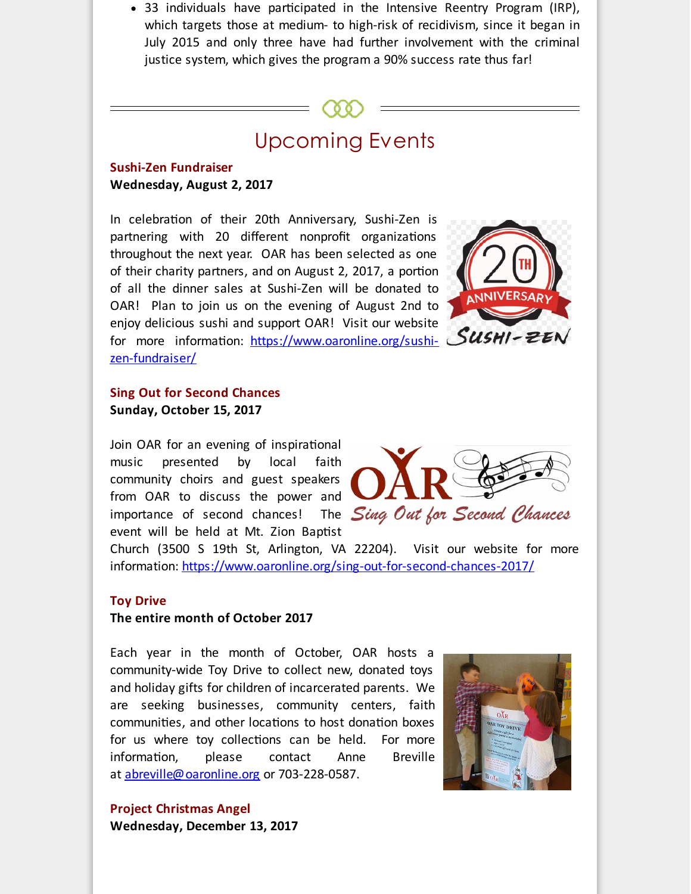- 33 individuals have participated in the Intensive Reentry Program (IRP), which targets those at medium- to high-risk of recidivism, since it began in July 2015 and only three have had further involvement with the criminal justice system, which gives the program a 90% success rate thus far!

## Upcoming Events

**Sushi-Zen Fundraiser**
**Wednesday, August 2, 2017**

In celebration of their 20th Anniversary, Sushi-Zen is partnering with 20 different nonprofit organizations throughout the next year. OAR has been selected as one of their charity partners, and on August 2, 2017, a portion of all the dinner sales at Sushi-Zen will be donated to OAR! Plan to join us on the evening of August 2nd to enjoy delicious sushi and support OAR! Visit our website for more information: https://www.oaronline.org/sushi-zen-fundraiser/

**Sing Out for Second Chances**
**Sunday, October 15, 2017**

Join OAR for an evening of inspirational music presented by local faith community choirs and guest speakers from OAR to discuss the power and importance of second chances! The event will be held at Mt. Zion Baptist Church (3500 S 19th St, Arlington, VA 22204). Visit our website for more information: https://www.oaronline.org/sing-out-for-second-chances-2017/

**Toy Drive**
**The entire month of October 2017**

Each year in the month of October, OAR hosts a community-wide Toy Drive to collect new, donated toys and holiday gifts for children of incarcerated parents. We are seeking businesses, community centers, faith communities, and other locations to host donation boxes for us where toy collections can be held. For more information, please contact Anne Breville at abreville@oaronline.org or 703-228-0587.

**Project Christmas Angel**
**Wednesday, December 13, 2017**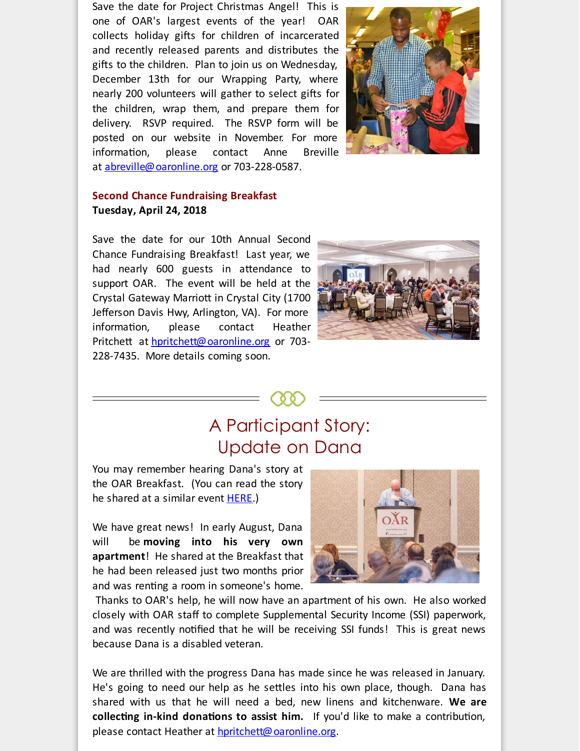Save the date for Project Christmas Angel! This is one of OAR's largest events of the year! OAR collects holiday gifts for children of incarcerated and recently released parents and distributes the gifts to the children. Plan to join us on Wednesday, December 13th for our Wrapping Party, where nearly 200 volunteers will gather to select gifts for the children, wrap them, and prepare them for delivery. RSVP required. The RSVP form will be posted on our website in November. For more information, please contact Anne Breville at abreville@oaronline.org or 703-228-0587.

**Second Chance Fundraising Breakfast**
**Tuesday, April 24, 2018**

Save the date for our 10th Annual Second Chance Fundraising Breakfast! Last year, we had nearly 600 guests in attendance to support OAR. The event will be held at the Crystal Gateway Marriott in Crystal City (1700 Jefferson Davis Hwy, Arlington, VA). For more information, please contact Heather Pritchett at hpritchett@oaronline.org or 703-228-7435. More details coming soon.

## A Participant Story: Update on Dana

You may remember hearing Dana's story at the OAR Breakfast. (You can read the story he shared at a similar event HERE.)

We have great news! In early August, Dana will be **moving into his very own apartment**! He shared at the Breakfast that he had been released just two months prior and was renting a room in someone's home. Thanks to OAR's help, he will now have an apartment of his own. He also worked closely with OAR staff to complete Supplemental Security Income (SSI) paperwork, and was recently notified that he will be receiving SSI funds! This is great news because Dana is a disabled veteran.

We are thrilled with the progress Dana has made since he was released in January. He's going to need our help as he settles into his own place, though. Dana has shared with us that he will need a bed, new linens and kitchenware. **We are collecting in-kind donations to assist him.** If you'd like to make a contribution, please contact Heather at hpritchett@oaronline.org.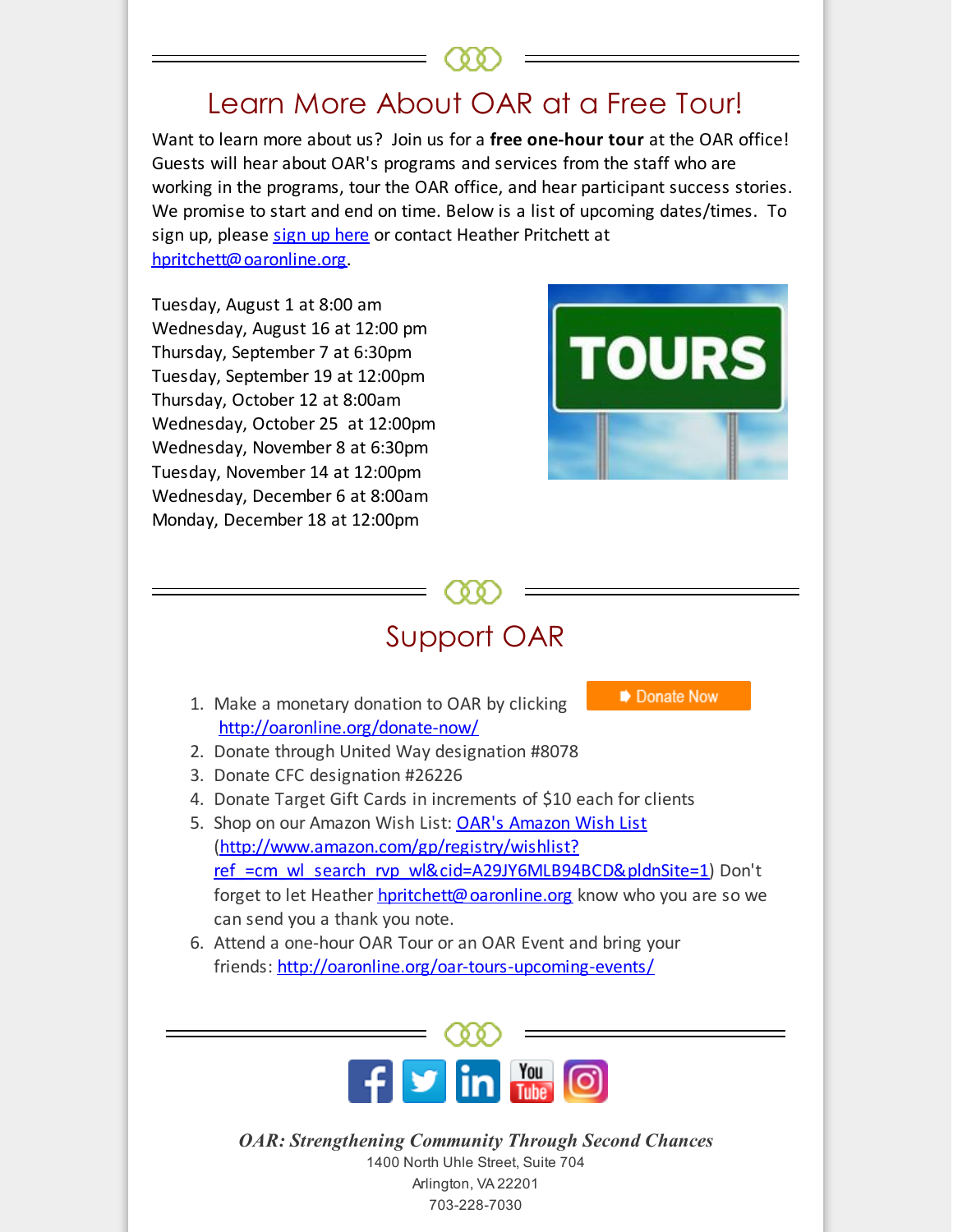## Learn More About OAR at a Free Tour!

Want to learn more about us? Join us for a **free one-hour tour** at the OAR office! Guests will hear about OAR's programs and services from the staff who are working in the programs, tour the OAR office, and hear participant success stories. We promise to start and end on time. Below is a list of upcoming dates/times. To sign up, please sign up here or contact Heather Pritchett at hpritchett@oaronline.org.

Tuesday, August 1 at 8:00 am
Wednesday, August 16 at 12:00 pm
Thursday, September 7 at 6:30pm
Tuesday, September 19 at 12:00pm
Thursday, October 12 at 8:00am
Wednesday, October 25 at 12:00pm
Wednesday, November 8 at 6:30pm
Tuesday, November 14 at 12:00pm
Wednesday, December 6 at 8:00am
Monday, December 18 at 12:00pm

## Support OAR

1. Make a monetary donation to OAR by clicking http://oaronline.org/donate-now/ Donate Now
2. Donate through United Way designation #8078
3. Donate CFC designation #26226
4. Donate Target Gift Cards in increments of $10 each for clients
5. Shop on our Amazon Wish List: OAR's Amazon Wish List (http://www.amazon.com/gp/registry/wishlist?ref_=cm_wl_search_rvp_wl&cid=A29JY6MLB94BCD&pldnSite=1) Don't forget to let Heather hpritchett@oaronline.org know who you are so we can send you a thank you note.
6. Attend a one-hour OAR Tour or an OAR Event and bring your friends: http://oaronline.org/oar-tours-upcoming-events/

***OAR: Strengthening Community Through Second Chances***
1400 North Uhle Street, Suite 704
Arlington, VA 22201
703-228-7030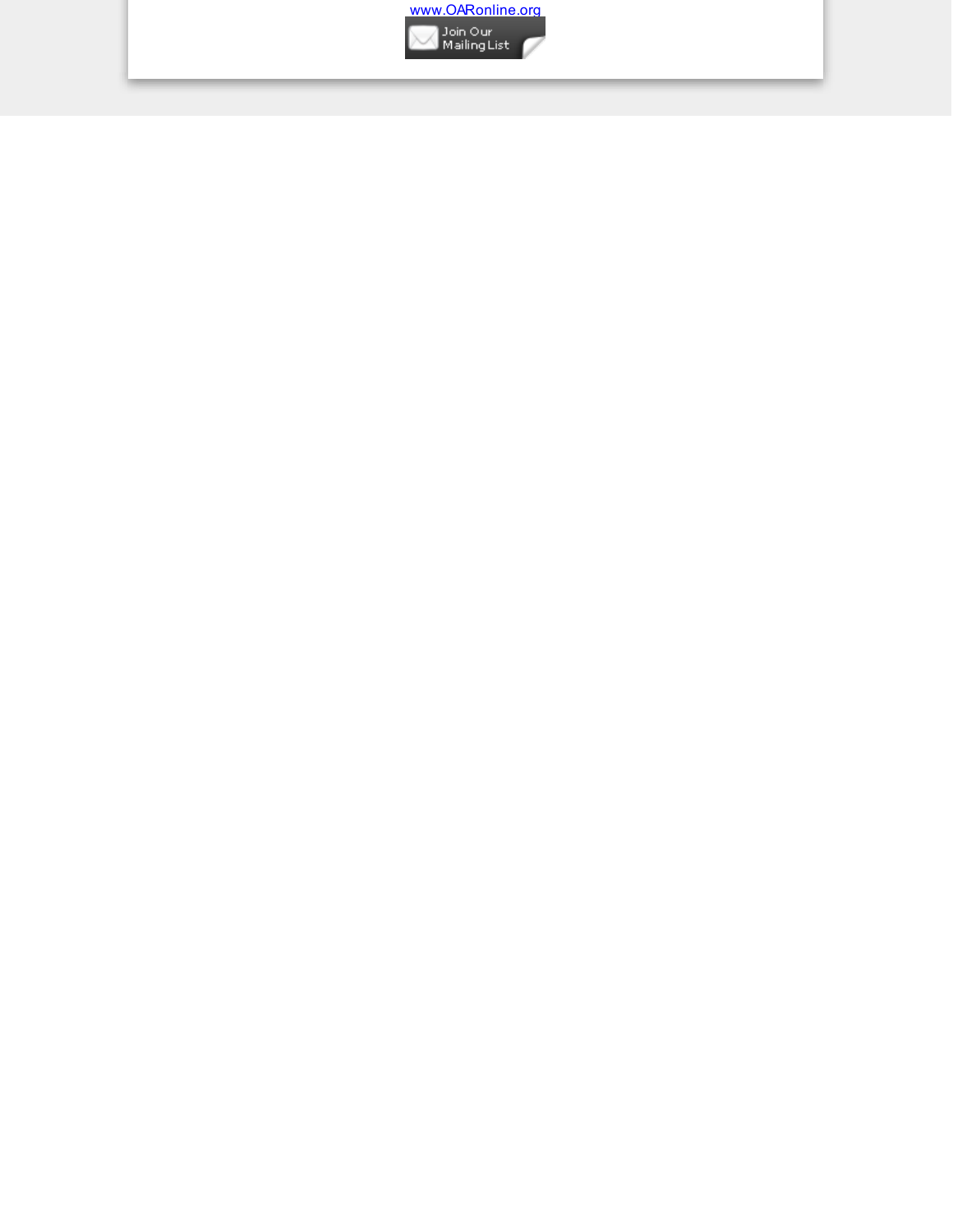[www.OARonline.org](http://www.OARonline.org)

Join Our Mailing List